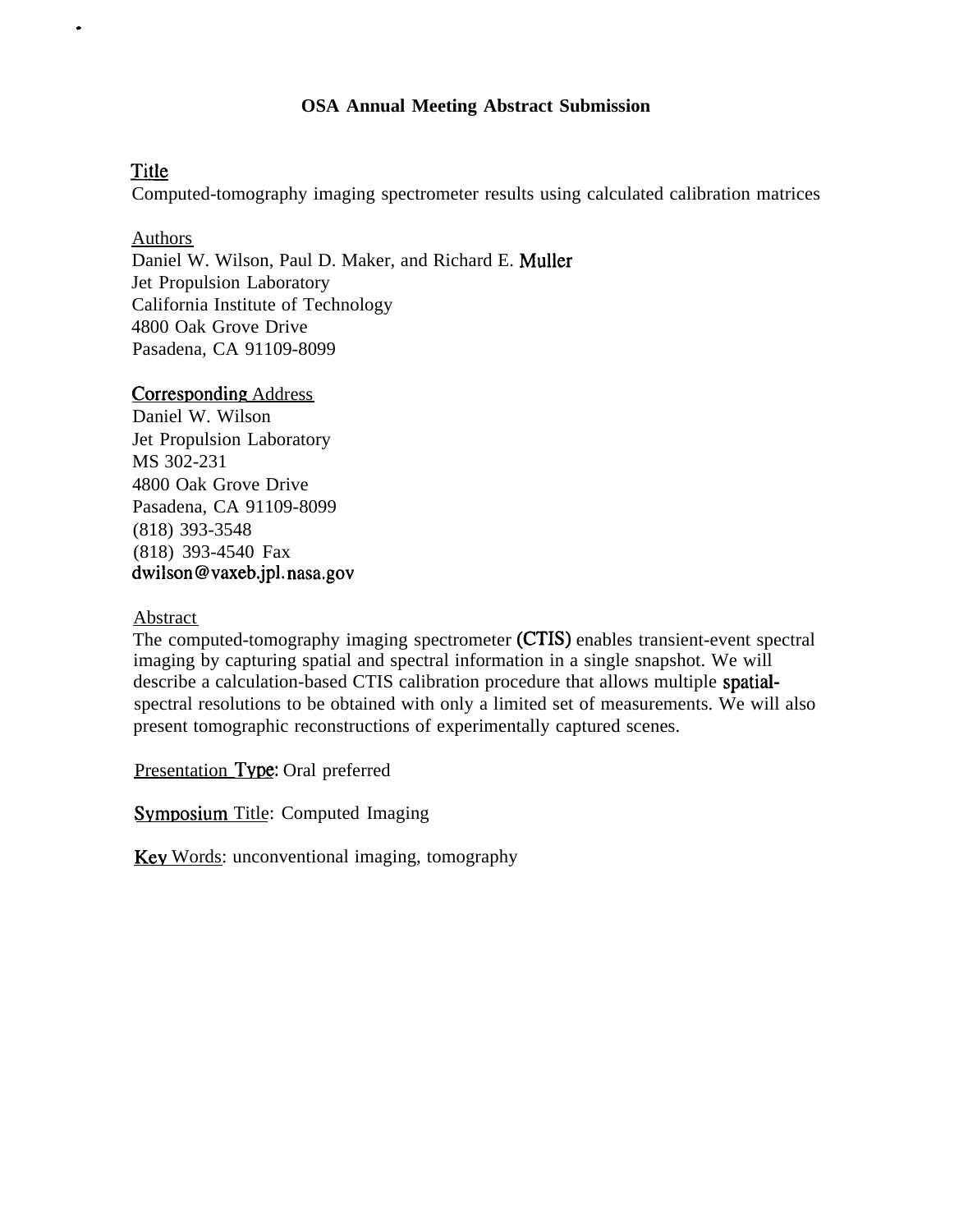# OSA Annual Meeting Abstract Submission

## Title

Computed-tomography imaging spectrometer results using calculated calibration matrices

## Authors

Daniel W. Wilson, Paul D. Maker, and Richard E. Muller
Jet Propulsion Laboratory
California Institute of Technology
4800 Oak Grove Drive
Pasadena, CA 91109-8099

## Corresponding Address

Daniel W. Wilson
Jet Propulsion Laboratory
MS 302-231
4800 Oak Grove Drive
Pasadena, CA 91109-8099
(818) 393-3548
(818) 393-4540 Fax
dwilson@vaxeb.jpl.nasa.gov

## Abstract

The computed-tomography imaging spectrometer (CTIS) enables transient-event spectral imaging by capturing spatial and spectral information in a single snapshot. We will describe a calculation-based CTIS calibration procedure that allows multiple spatial-spectral resolutions to be obtained with only a limited set of measurements. We will also present tomographic reconstructions of experimentally captured scenes.

Presentation Type: Oral preferred

Symposium Title: Computed Imaging

Key Words: unconventional imaging, tomography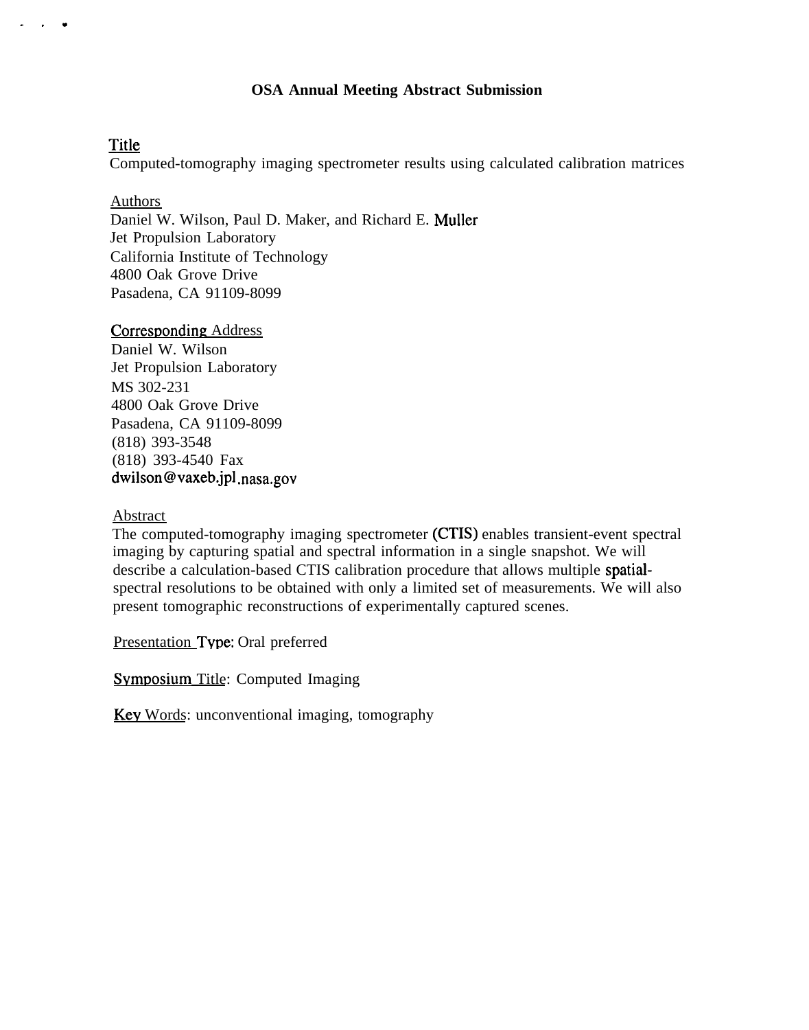# OSA Annual Meeting Abstract Submission

## Title

Computed-tomography imaging spectrometer results using calculated calibration matrices

## Authors

Daniel W. Wilson, Paul D. Maker, and Richard E. Muller
Jet Propulsion Laboratory
California Institute of Technology
4800 Oak Grove Drive
Pasadena, CA 91109-8099

## Corresponding Address

Daniel W. Wilson
Jet Propulsion Laboratory
MS 302-231
4800 Oak Grove Drive
Pasadena, CA 91109-8099
(818) 393-3548
(818) 393-4540 Fax
dwilson@vaxeb.jpl.nasa.gov

## Abstract

The computed-tomography imaging spectrometer (CTIS) enables transient-event spectral imaging by capturing spatial and spectral information in a single snapshot. We will describe a calculation-based CTIS calibration procedure that allows multiple spatial-spectral resolutions to be obtained with only a limited set of measurements. We will also present tomographic reconstructions of experimentally captured scenes.

Presentation Type: Oral preferred

Symposium Title: Computed Imaging

Key Words: unconventional imaging, tomography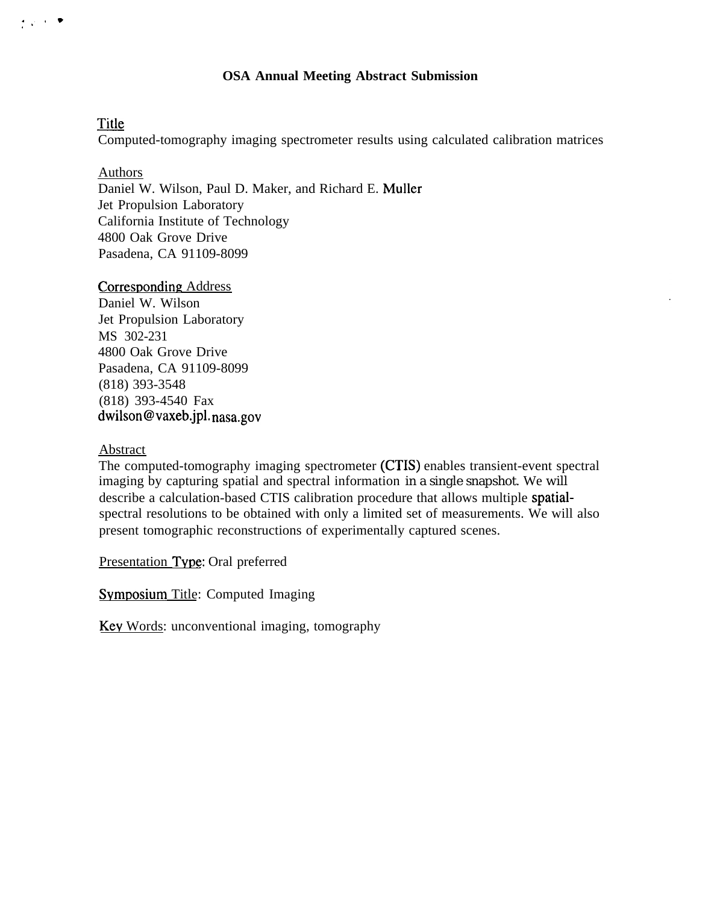**OSA Annual Meeting Abstract Submission**

Title

Computed-tomography imaging spectrometer results using calculated calibration matrices

Authors

Daniel W. Wilson, Paul D. Maker, and Richard E. Muller
Jet Propulsion Laboratory
California Institute of Technology
4800 Oak Grove Drive
Pasadena, CA 91109-8099

Corresponding Address

Daniel W. Wilson
Jet Propulsion Laboratory
MS 302-231
4800 Oak Grove Drive
Pasadena, CA 91109-8099
(818) 393-3548
(818) 393-4540 Fax
dwilson@vaxeb.jpl.nasa.gov

Abstract

The computed-tomography imaging spectrometer (CTIS) enables transient-event spectral imaging by capturing spatial and spectral information in a single snapshot. We will describe a calculation-based CTIS calibration procedure that allows multiple spatial-spectral resolutions to be obtained with only a limited set of measurements. We will also present tomographic reconstructions of experimentally captured scenes.

Presentation Type: Oral preferred

Symposium Title: Computed Imaging

Key Words: unconventional imaging, tomography